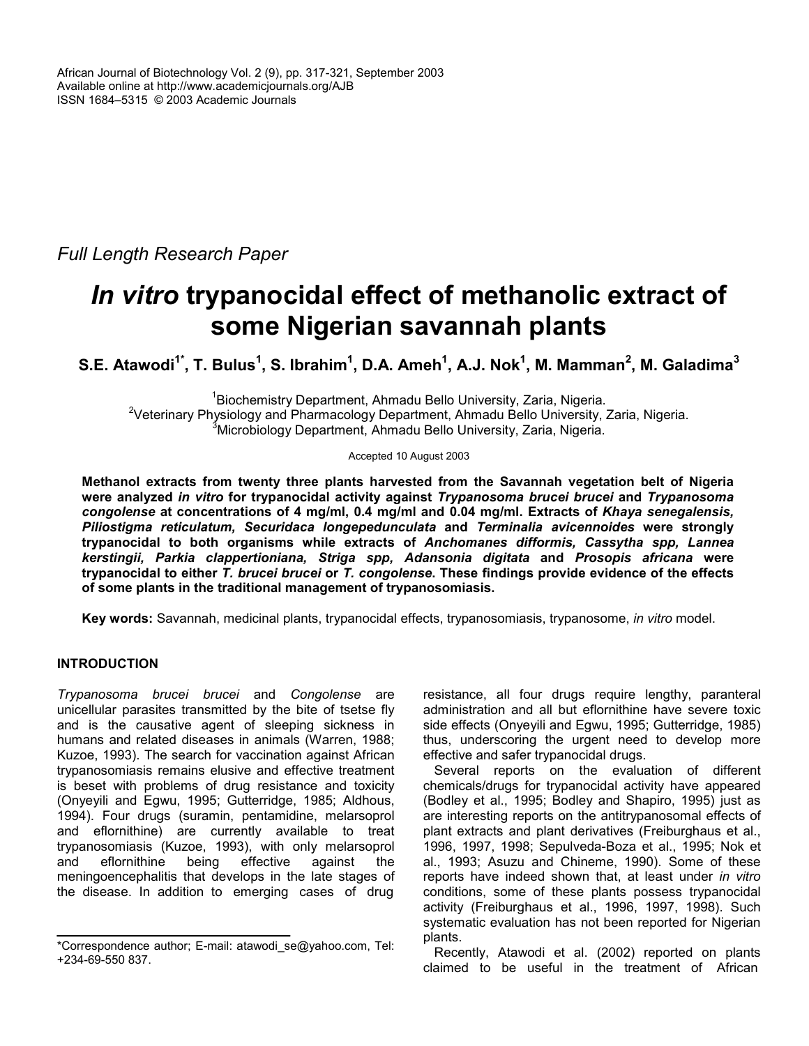African Journal of Biotechnology Vol. 2 (9), pp. 317-321, September 2003
Available online at http://www.academicjournals.org/AJB
ISSN 1684–5315 © 2003 Academic Journals

*Full Length Research Paper*

# *In vitro* trypanocidal effect of methanolic extract of some Nigerian savannah plants

**S.E. Atawodi[1*], T. Bulus[1], S. Ibrahim[1], D.A. Ameh[1], A.J. Nok[1], M. Mamman[2], M. Galadima[3]**

[1]Biochemistry Department, Ahmadu Bello University, Zaria, Nigeria.
[2]Veterinary Physiology and Pharmacology Department, Ahmadu Bello University, Zaria, Nigeria.
[3]Microbiology Department, Ahmadu Bello University, Zaria, Nigeria.

Accepted 10 August 2003

**Methanol extracts from twenty three plants harvested from the Savannah vegetation belt of Nigeria were analyzed *in vitro* for trypanocidal activity against *Trypanosoma brucei brucei* and *Trypanosoma congolense* at concentrations of 4 mg/ml, 0.4 mg/ml and 0.04 mg/ml. Extracts of *Khaya senegalensis, Piliostigma reticulatum, Securidaca longepedunculata* and *Terminalia avicennoides* were strongly trypanocidal to both organisms while extracts of *Anchomanes difformis, Cassytha spp, Lannea kerstingii, Parkia clappertioniana, Striga spp, Adansonia digitata* and *Prosopis africana* were trypanocidal to either *T. brucei brucei* or *T. congolense*. These findings provide evidence of the effects of some plants in the traditional management of trypanosomiasis.**

**Key words:** Savannah, medicinal plants, trypanocidal effects, trypanosomiasis, trypanosome, *in vitro* model.

## INTRODUCTION

*Trypanosoma brucei brucei* and *Congolense* are unicellular parasites transmitted by the bite of tsetse fly and is the causative agent of sleeping sickness in humans and related diseases in animals (Warren, 1988; Kuzoe, 1993). The search for vaccination against African trypanosomiasis remains elusive and effective treatment is beset with problems of drug resistance and toxicity (Onyeyili and Egwu, 1995; Gutterridge, 1985; Aldhous, 1994). Four drugs (suramin, pentamidine, melarsoprol and eflornithine) are currently available to treat trypanosomiasis (Kuzoe, 1993), with only melarsoprol and eflornithine being effective against the meningoencephalitis that develops in the late stages of the disease. In addition to emerging cases of drug resistance, all four drugs require lengthy, paranteral administration and all but eflornithine have severe toxic side effects (Onyeyili and Egwu, 1995; Gutterridge, 1985) thus, underscoring the urgent need to develop more effective and safer trypanocidal drugs.

Several reports on the evaluation of different chemicals/drugs for trypanocidal activity have appeared (Bodley et al., 1995; Bodley and Shapiro, 1995) just as are interesting reports on the antitrypanosomal effects of plant extracts and plant derivatives (Freiburghaus et al., 1996, 1997, 1998; Sepulveda-Boza et al., 1995; Nok et al., 1993; Asuzu and Chineme, 1990). Some of these reports have indeed shown that, at least under *in vitro* conditions, some of these plants possess trypanocidal activity (Freiburghaus et al., 1996, 1997, 1998). Such systematic evaluation has not been reported for Nigerian plants.

Recently, Atawodi et al. (2002) reported on plants claimed to be useful in the treatment of African

*Correspondence author; E-mail: atawodi_se@yahoo.com, Tel: +234-69-550 837.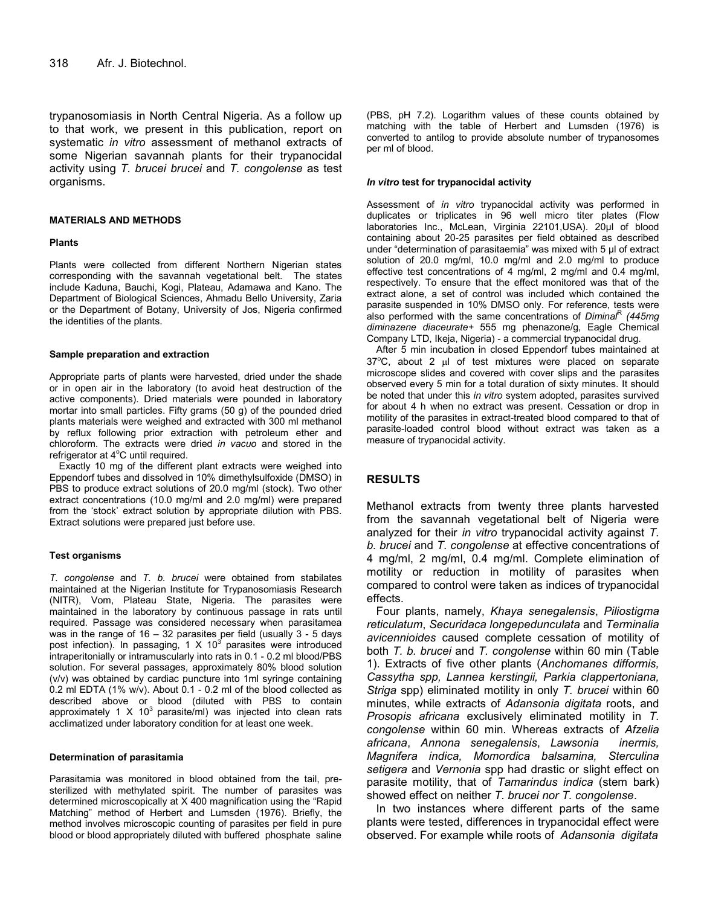trypanosomiasis in North Central Nigeria. As a follow up to that work, we present in this publication, report on systematic *in vitro* assessment of methanol extracts of some Nigerian savannah plants for their trypanocidal activity using *T. brucei brucei* and *T. congolense* as test organisms.

## MATERIALS AND METHODS

### Plants

Plants were collected from different Northern Nigerian states corresponding with the savannah vegetational belt. The states include Kaduna, Bauchi, Kogi, Plateau, Adamawa and Kano. The Department of Biological Sciences, Ahmadu Bello University, Zaria or the Department of Botany, University of Jos, Nigeria confirmed the identities of the plants.

### Sample preparation and extraction

Appropriate parts of plants were harvested, dried under the shade or in open air in the laboratory (to avoid heat destruction of the active components). Dried materials were pounded in laboratory mortar into small particles. Fifty grams (50 g) of the pounded dried plants materials were weighed and extracted with 300 ml methanol by reflux following prior extraction with petroleum ether and chloroform. The extracts were dried *in vacuo* and stored in the refrigerator at 4°C until required.

Exactly 10 mg of the different plant extracts were weighed into Eppendorf tubes and dissolved in 10% dimethylsulfoxide (DMSO) in PBS to produce extract solutions of 20.0 mg/ml (stock). Two other extract concentrations (10.0 mg/ml and 2.0 mg/ml) were prepared from the 'stock' extract solution by appropriate dilution with PBS. Extract solutions were prepared just before use.

### Test organisms

*T. congolense* and *T. b. brucei* were obtained from stabilates maintained at the Nigerian Institute for Trypanosomiasis Research (NITR), Vom, Plateau State, Nigeria. The parasites were maintained in the laboratory by continuous passage in rats until required. Passage was considered necessary when parasitamea was in the range of 16 – 32 parasites per field (usually 3 - 5 days post infection). In passaging, 1 X $10^3$ parasites were introduced intraperitonially or intramuscularly into rats in 0.1 - 0.2 ml blood/PBS solution. For several passages, approximately 80% blood solution (v/v) was obtained by cardiac puncture into 1ml syringe containing 0.2 ml EDTA (1% w/v). About 0.1 - 0.2 ml of the blood collected as described above or blood (diluted with PBS to contain approximately 1 X $10^3$ parasite/ml) was injected into clean rats acclimatized under laboratory condition for at least one week.

### Determination of parasitamia

Parasitamia was monitored in blood obtained from the tail, pre-sterilized with methylated spirit. The number of parasites was determined microscopically at X 400 magnification using the "Rapid Matching" method of Herbert and Lumsden (1976). Briefly, the method involves microscopic counting of parasites per field in pure blood or blood appropriately diluted with buffered phosphate saline (PBS, pH 7.2). Logarithm values of these counts obtained by matching with the table of Herbert and Lumsden (1976) is converted to antilog to provide absolute number of trypanosomes per ml of blood.

### *In vitro* test for trypanocidal activity

Assessment of *in vitro* trypanocidal activity was performed in duplicates or triplicates in 96 well micro titer plates (Flow laboratories Inc., McLean, Virginia 22101,USA). 20µl of blood containing about 20-25 parasites per field obtained as described under "determination of parasitaemia" was mixed with 5 µl of extract solution of 20.0 mg/ml, 10.0 mg/ml and 2.0 mg/ml to produce effective test concentrations of 4 mg/ml, 2 mg/ml and 0.4 mg/ml, respectively. To ensure that the effect monitored was that of the extract alone, a set of control was included which contained the parasite suspended in 10% DMSO only. For reference, tests were also performed with the same concentrations of *Diminal*® *(445mg diminazene diaceurate*+ 555 mg phenazone/g, Eagle Chemical Company LTD, Ikeja, Nigeria) - a commercial trypanocidal drug.

After 5 min incubation in closed Eppendorf tubes maintained at 37°C, about 2 µl of test mixtures were placed on separate microscope slides and covered with cover slips and the parasites observed every 5 min for a total duration of sixty minutes. It should be noted that under this *in vitro* system adopted, parasites survived for about 4 h when no extract was present. Cessation or drop in motility of the parasites in extract-treated blood compared to that of parasite-loaded control blood without extract was taken as a measure of trypanocidal activity.

## RESULTS

Methanol extracts from twenty three plants harvested from the savannah vegetational belt of Nigeria were analyzed for their *in vitro* trypanocidal activity against *T. b. brucei* and *T. congolense* at effective concentrations of 4 mg/ml, 2 mg/ml, 0.4 mg/ml. Complete elimination of motility or reduction in motility of parasites when compared to control were taken as indices of trypanocidal effects.

Four plants, namely, *Khaya senegalensis*, *Piliostigma reticulatum*, *Securidaca longepedunculata* and *Terminalia avicennioides* caused complete cessation of motility of both *T. b. brucei* and *T. congolense* within 60 min (Table 1). Extracts of five other plants (*Anchomanes difformis, Cassytha spp, Lannea kerstingii, Parkia clappertoniana, Striga* spp) eliminated motility in only *T. brucei* within 60 minutes, while extracts of *Adansonia digitata* roots, and *Prosopis africana* exclusively eliminated motility in *T. congolense* within 60 min. Whereas extracts of *Afzelia africana*, *Annona senegalensis*, *Lawsonia inermis, Magnifera indica, Momordica balsamina, Sterculina setigera* and *Vernonia* spp had drastic or slight effect on parasite motility, that of *Tamarindus indica* (stem bark) showed effect on neither *T. brucei nor T. congolense*.

In two instances where different parts of the same plants were tested, differences in trypanocidal effect were observed. For example while roots of *Adansonia digitata*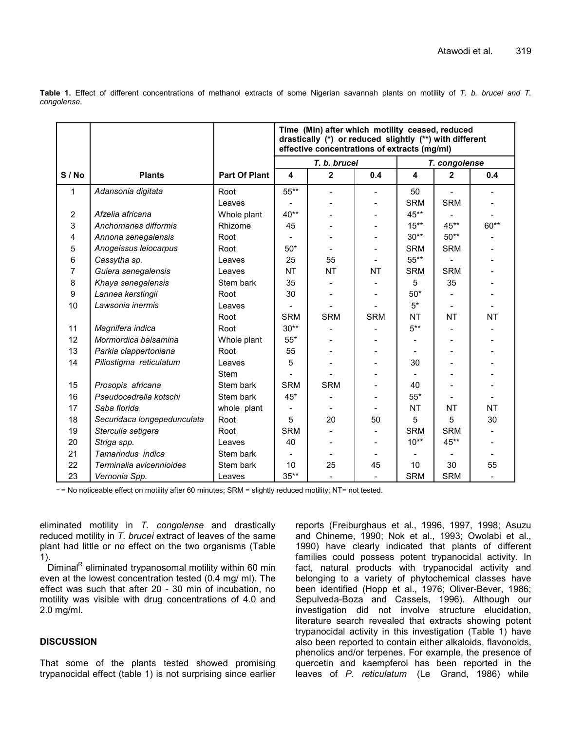**Table 1.** Effect of different concentrations of methanol extracts of some Nigerian savannah plants on motility of *T. b. brucei and T. congolense*.

| | | | Time (Min) after which motility ceased, reduced drastically (*) or reduced slightly (**) with different effective concentrations of extracts (mg/ml) | | | | | |
|---|---|---|---|---|---|---|---|---|
| | | | *T. b. brucei* | | | *T. congolense* | | |
| S / No | Plants | Part Of Plant | 4 | 2 | 0.4 | 4 | 2 | 0.4 |
| 1 | *Adansonia digitata* | Root | 55** | - | - | 50 | - | - |
| | | Leaves | - | - | - | SRM | SRM | - |
| 2 | *Afzelia africana* | Whole plant | 40** | - | - | 45** | - | - |
| 3 | *Anchomanes difformis* | Rhizome | 45 | - | - | 15** | 45** | 60** |
| 4 | *Annona senegalensis* | Root | - | - | - | 30** | 50** | - |
| 5 | *Anogeissus leiocarpus* | Root | 50* | - | - | SRM | SRM | - |
| 6 | *Cassytha sp.* | Leaves | 25 | 55 | - | 55** | - | - |
| 7 | *Guiera senegalensis* | Leaves | NT | NT | NT | SRM | SRM | - |
| 8 | *Khaya senegalensis* | Stem bark | 35 | - | - | 5 | 35 | - |
| 9 | *Lannea kerstingii* | Root | 30 | - | - | 50* | - | - |
| 10 | *Lawsonia inermis* | Leaves | - | - | - | 5* | - | - |
| | | Root | SRM | SRM | SRM | NT | NT | NT |
| 11 | *Magnifera indica* | Root | 30** | - | - | 5** | - | - |
| 12 | *Mormordica balsamina* | Whole plant | 55* | - | - | - | - | - |
| 13 | *Parkia clappertoniana* | Root | 55 | - | - | - | - | - |
| 14 | *Piliostigma reticulatum* | Leaves | 5 | - | - | 30 | - | - |
| | | Stem | - | - | - | - | - | - |
| 15 | *Prosopis africana* | Stem bark | SRM | SRM | - | 40 | - | - |
| 16 | *Pseudocedrella kotschi* | Stem bark | 45* | - | - | 55* | - | - |
| 17 | *Saba florida* | whole plant | - | - | - | NT | NT | NT |
| 18 | *Securidaca longepedunculata* | Root | 5 | 20 | 50 | 5 | 5 | 30 |
| 19 | *Sterculia setigera* | Root | SRM | - | - | SRM | SRM | - |
| 20 | *Striga spp.* | Leaves | 40 | - | - | 10** | 45** | - |
| 21 | *Tamarindus indica* | Stem bark | - | - | - | - | - | - |
| 22 | *Terminalia avicennioides* | Stem bark | 10 | 25 | 45 | 10 | 30 | 55 |
| 23 | *Vernonia Spp.* | Leaves | 35** | - | - | SRM | SRM | - |

- = No noticeable effect on motility after 60 minutes; SRM = slightly reduced motility; NT= not tested.

eliminated motility in *T. congolense* and drastically reduced motility in *T. brucei* extract of leaves of the same plant had little or no effect on the two organisms (Table 1).

Diminal[R] eliminated trypanosomal motility within 60 min even at the lowest concentration tested (0.4 mg/ ml). The effect was such that after 20 - 30 min of incubation, no motility was visible with drug concentrations of 4.0 and 2.0 mg/ml.

## DISCUSSION

That some of the plants tested showed promising trypanocidal effect (table 1) is not surprising since earlier reports (Freiburghaus et al., 1996, 1997, 1998; Asuzu and Chineme, 1990; Nok et al., 1993; Owolabi et al., 1990) have clearly indicated that plants of different families could possess potent trypanocidal activity. In fact, natural products with trypanocidal activity and belonging to a variety of phytochemical classes have been identified (Hopp et al., 1976; Oliver-Bever, 1986; Sepulveda-Boza and Cassels, 1996). Although our investigation did not involve structure elucidation, literature search revealed that extracts showing potent trypanocidal activity in this investigation (Table 1) have also been reported to contain either alkaloids, flavonoids, phenolics and/or terpenes. For example, the presence of quercetin and kaempferol has been reported in the leaves of *P. reticulatum* (Le Grand, 1986) while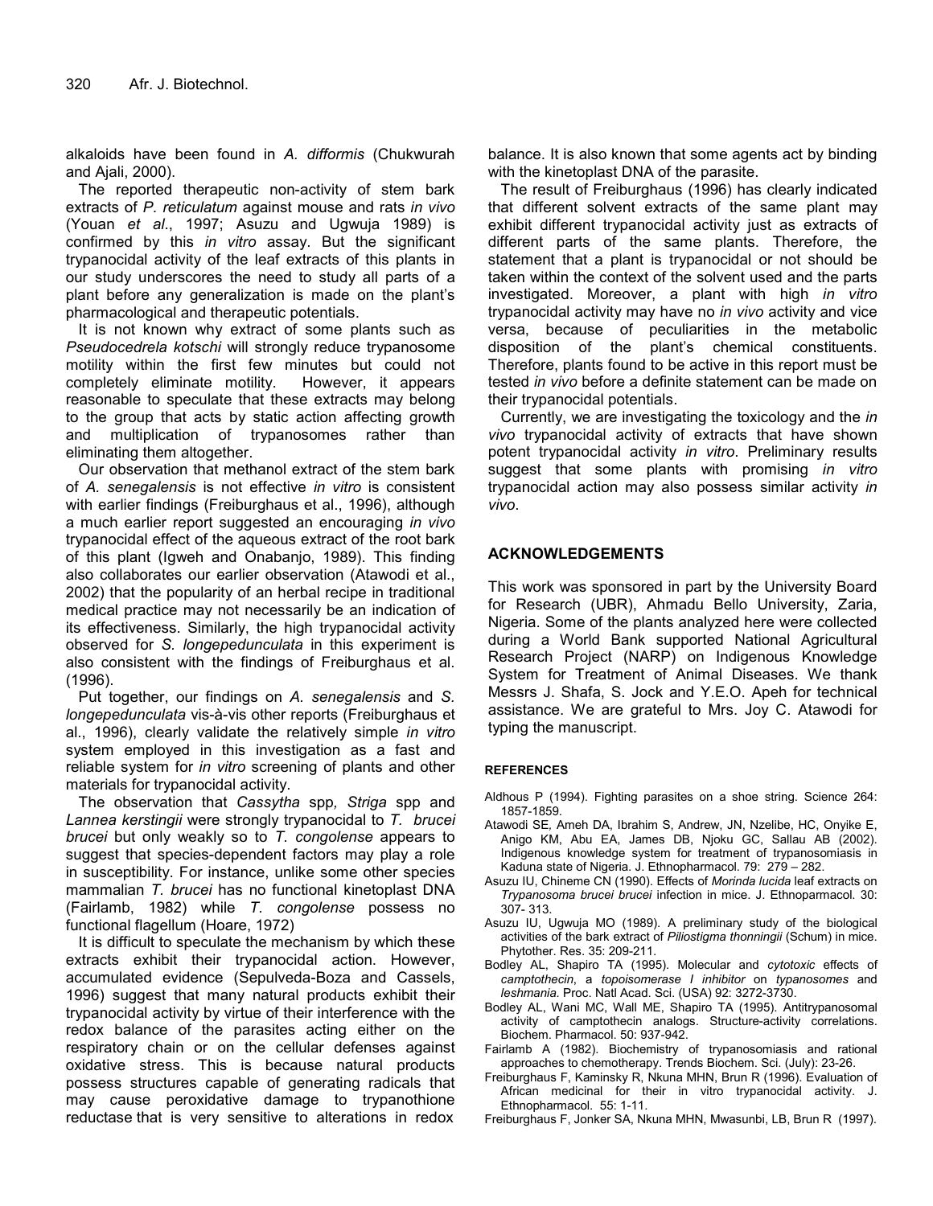alkaloids have been found in *A. difformis* (Chukwurah and Ajali, 2000).

The reported therapeutic non-activity of stem bark extracts of *P. reticulatum* against mouse and rats *in vivo* (Youan *et al*., 1997; Asuzu and Ugwuja 1989) is confirmed by this *in vitro* assay. But the significant trypanocidal activity of the leaf extracts of this plants in our study underscores the need to study all parts of a plant before any generalization is made on the plant's pharmacological and therapeutic potentials.

It is not known why extract of some plants such as *Pseudocedrela kotschi* will strongly reduce trypanosome motility within the first few minutes but could not completely eliminate motility. However, it appears reasonable to speculate that these extracts may belong to the group that acts by static action affecting growth and multiplication of trypanosomes rather than eliminating them altogether.

Our observation that methanol extract of the stem bark of *A. senegalensis* is not effective *in vitro* is consistent with earlier findings (Freiburghaus et al., 1996), although a much earlier report suggested an encouraging *in vivo* trypanocidal effect of the aqueous extract of the root bark of this plant (Igweh and Onabanjo, 1989). This finding also collaborates our earlier observation (Atawodi et al., 2002) that the popularity of an herbal recipe in traditional medical practice may not necessarily be an indication of its effectiveness. Similarly, the high trypanocidal activity observed for *S. longepedunculata* in this experiment is also consistent with the findings of Freiburghaus et al. (1996).

Put together, our findings on *A. senegalensis* and *S. longepedunculata* vis-à-vis other reports (Freiburghaus et al., 1996), clearly validate the relatively simple *in vitro* system employed in this investigation as a fast and reliable system for *in vitro* screening of plants and other materials for trypanocidal activity.

The observation that *Cassytha* spp*, Striga* spp and *Lannea kerstingii* were strongly trypanocidal to *T. brucei brucei* but only weakly so to *T. congolense* appears to suggest that species-dependent factors may play a role in susceptibility. For instance, unlike some other species mammalian *T. brucei* has no functional kinetoplast DNA (Fairlamb, 1982) while *T. congolense* possess no functional flagellum (Hoare, 1972)

It is difficult to speculate the mechanism by which these extracts exhibit their trypanocidal action. However, accumulated evidence (Sepulveda-Boza and Cassels, 1996) suggest that many natural products exhibit their trypanocidal activity by virtue of their interference with the redox balance of the parasites acting either on the respiratory chain or on the cellular defenses against oxidative stress. This is because natural products possess structures capable of generating radicals that may cause peroxidative damage to trypanothione reductase that is very sensitive to alterations in redox balance. It is also known that some agents act by binding with the kinetoplast DNA of the parasite.

The result of Freiburghaus (1996) has clearly indicated that different solvent extracts of the same plant may exhibit different trypanocidal activity just as extracts of different parts of the same plants. Therefore, the statement that a plant is trypanocidal or not should be taken within the context of the solvent used and the parts investigated. Moreover, a plant with high *in vitro* trypanocidal activity may have no *in vivo* activity and vice versa, because of peculiarities in the metabolic disposition of the plant's chemical constituents. Therefore, plants found to be active in this report must be tested *in vivo* before a definite statement can be made on their trypanocidal potentials.

Currently, we are investigating the toxicology and the *in vivo* trypanocidal activity of extracts that have shown potent trypanocidal activity *in vitro*. Preliminary results suggest that some plants with promising *in vitro* trypanocidal action may also possess similar activity *in vivo*.

## ACKNOWLEDGEMENTS

This work was sponsored in part by the University Board for Research (UBR), Ahmadu Bello University, Zaria, Nigeria. Some of the plants analyzed here were collected during a World Bank supported National Agricultural Research Project (NARP) on Indigenous Knowledge System for Treatment of Animal Diseases. We thank Messrs J. Shafa, S. Jock and Y.E.O. Apeh for technical assistance. We are grateful to Mrs. Joy C. Atawodi for typing the manuscript.

## REFERENCES

Aldhous P (1994). Fighting parasites on a shoe string. Science 264: 1857-1859.

Atawodi SE, Ameh DA, Ibrahim S, Andrew, JN, Nzelibe, HC, Onyike E, Anigo KM, Abu EA, James DB, Njoku GC, Sallau AB (2002). Indigenous knowledge system for treatment of trypanosomiasis in Kaduna state of Nigeria. J. Ethnopharmacol. 79: 279 – 282.

Asuzu IU, Chineme CN (1990). Effects of *Morinda lucida* leaf extracts on *Trypanosoma brucei brucei* infection in mice. J. Ethnoparmacol. 30: 307- 313.

Asuzu IU, Ugwuja MO (1989). A preliminary study of the biological activities of the bark extract of *Piliostigma thonningii* (Schum) in mice. Phytother. Res. 35: 209-211.

Bodley AL, Shapiro TA (1995). Molecular and *cytotoxic* effects of *camptothecin*, a *topoisomerase I inhibitor* on *typanosomes* and *leshmania.* Proc. Natl Acad. Sci. (USA) 92: 3272-3730.

Bodley AL, Wani MC, Wall ME, Shapiro TA (1995). Antitrypanosomal activity of camptothecin analogs. Structure-activity correlations. Biochem. Pharmacol. 50: 937-942.

Fairlamb A (1982). Biochemistry of trypanosomiasis and rational approaches to chemotherapy. Trends Biochem. Sci. (July): 23-26.

Freiburghaus F, Kaminsky R, Nkuna MHN, Brun R (1996). Evaluation of African medicinal for their in vitro trypanocidal activity. J. Ethnopharmacol. 55: 1-11.

Freiburghaus F, Jonker SA, Nkuna MHN, Mwasunbi, LB, Brun R (1997).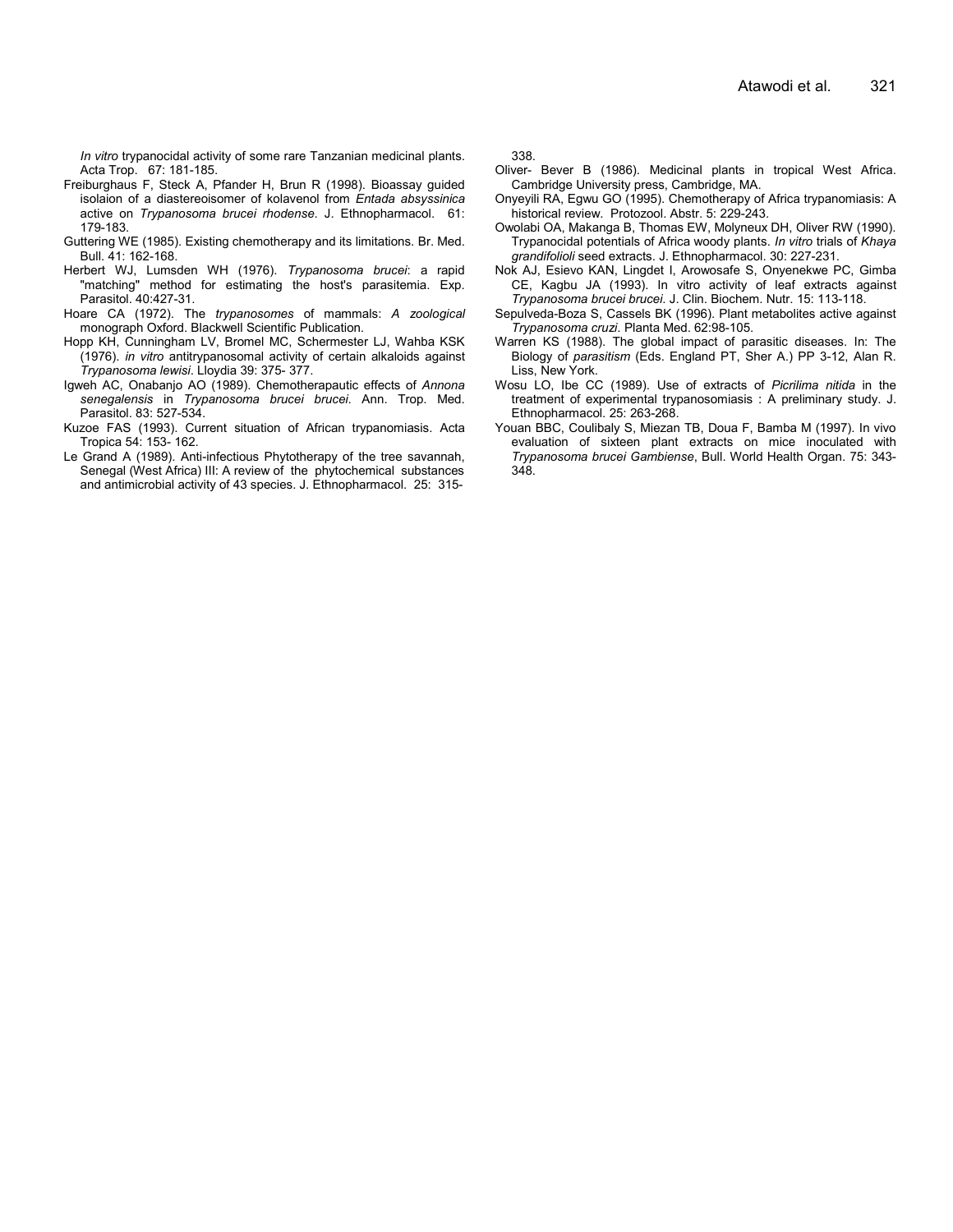*In vitro* trypanocidal activity of some rare Tanzanian medicinal plants. Acta Trop. 67: 181-185.

Freiburghaus F, Steck A, Pfander H, Brun R (1998). Bioassay guided isolaion of a diastereoisomer of kolavenol from *Entada absyssinica* active on *Trypanosoma brucei rhodense*. J. Ethnopharmacol. 61: 179-183.

Guttering WE (1985). Existing chemotherapy and its limitations. Br. Med. Bull. 41: 162-168.

Herbert WJ, Lumsden WH (1976). *Trypanosoma brucei*: a rapid "matching" method for estimating the host's parasitemia. Exp. Parasitol. 40:427-31.

Hoare CA (1972). The *trypanosomes* of mammals: *A zoological* monograph Oxford. Blackwell Scientific Publication.

Hopp KH, Cunningham LV, Bromel MC, Schermester LJ, Wahba KSK (1976). *in vitro* antitrypanosomal activity of certain alkaloids against *Trypanosoma lewisi*. Lloydia 39: 375- 377.

Igweh AC, Onabanjo AO (1989). Chemotherapautic effects of *Annona senegalensis* in *Trypanosoma brucei brucei*. Ann. Trop. Med. Parasitol. 83: 527-534.

Kuzoe FAS (1993). Current situation of African trypanomiasis. Acta Tropica 54: 153- 162.

Le Grand A (1989). Anti-infectious Phytotherapy of the tree savannah, Senegal (West Africa) III: A review of the phytochemical substances and antimicrobial activity of 43 species. J. Ethnopharmacol. 25: 315-338.

Oliver- Bever B (1986). Medicinal plants in tropical West Africa. Cambridge University press, Cambridge, MA.

Onyeyili RA, Egwu GO (1995). Chemotherapy of Africa trypanomiasis: A historical review. Protozool. Abstr. 5: 229-243.

Owolabi OA, Makanga B, Thomas EW, Molyneux DH, Oliver RW (1990). Trypanocidal potentials of Africa woody plants. *In vitro* trials of *Khaya grandifolioli* seed extracts. J. Ethnopharmacol. 30: 227-231.

Nok AJ, Esievo KAN, Lingdet I, Arowosafe S, Onyenekwe PC, Gimba CE, Kagbu JA (1993). In vitro activity of leaf extracts against *Trypanosoma brucei brucei*. J. Clin. Biochem. Nutr. 15: 113-118.

Sepulveda-Boza S, Cassels BK (1996). Plant metabolites active against *Trypanosoma cruzi*. Planta Med. 62:98-105.

Warren KS (1988). The global impact of parasitic diseases. In: The Biology of *parasitism* (Eds. England PT, Sher A.) PP 3-12, Alan R. Liss, New York.

Wosu LO, Ibe CC (1989). Use of extracts of *Picrilima nitida* in the treatment of experimental trypanosomiasis : A preliminary study. J. Ethnopharmacol. 25: 263-268.

Youan BBC, Coulibaly S, Miezan TB, Doua F, Bamba M (1997). In vivo evaluation of sixteen plant extracts on mice inoculated with *Trypanosoma brucei Gambiense*, Bull. World Health Organ. 75: 343-348.